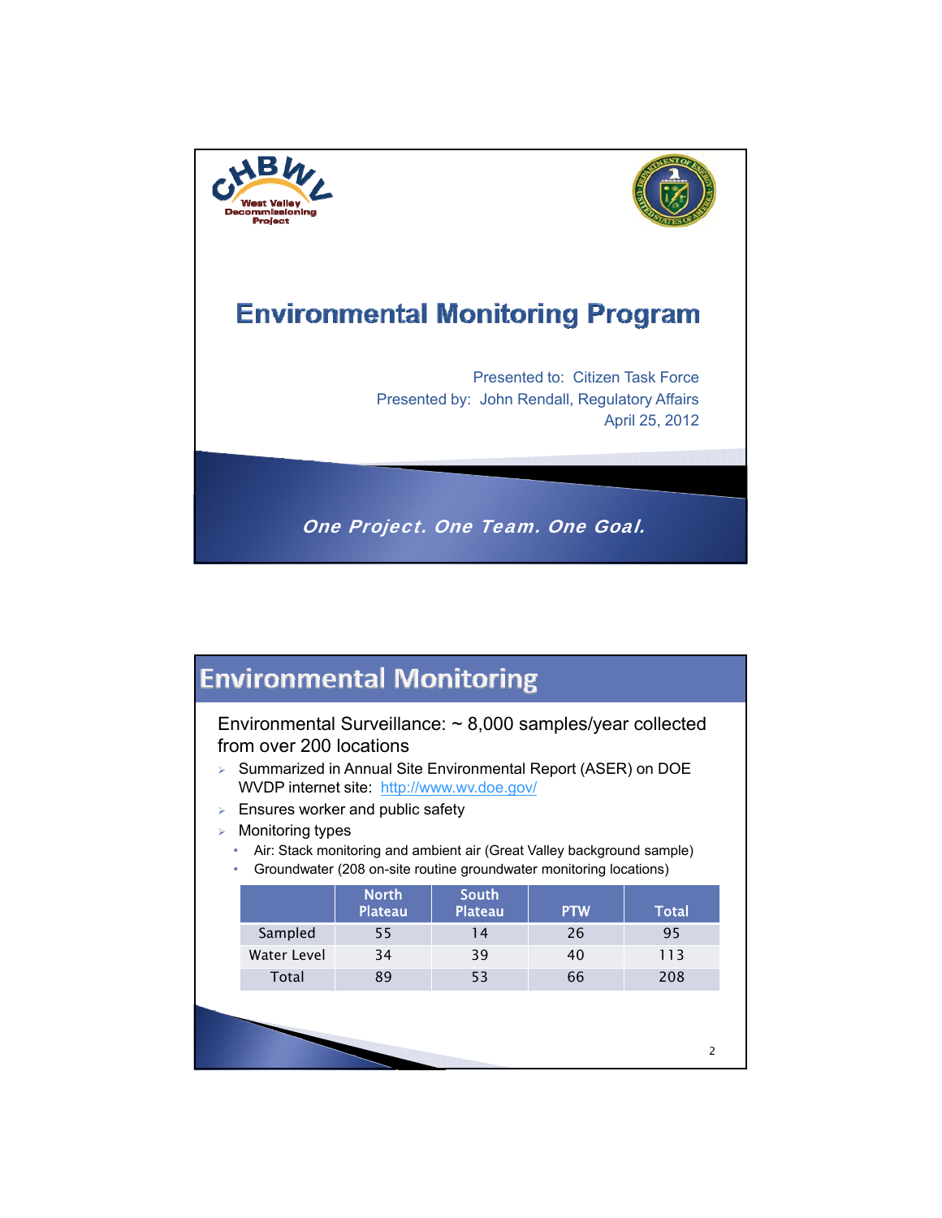# Environmental Monitoring Program

Presented to: Citizen Task Force
Presented by: John Rendall, Regulatory Affairs
April 25, 2012

*One Project. One Team. One Goal.*

## Environmental Monitoring

Environmental Surveillance: ~ 8,000 samples/year collected from over 200 locations

- Summarized in Annual Site Environmental Report (ASER) on DOE WVDP internet site: http://www.wv.doe.gov/
- Ensures worker and public safety
- Monitoring types
  - Air: Stack monitoring and ambient air (Great Valley background sample)
  - Groundwater (208 on-site routine groundwater monitoring locations)

| | North Plateau | South Plateau | PTW | Total |
|---|---|---|---|---|
| Sampled | 55 | 14 | 26 | 95 |
| Water Level | 34 | 39 | 40 | 113 |
| Total | 89 | 53 | 66 | 208 |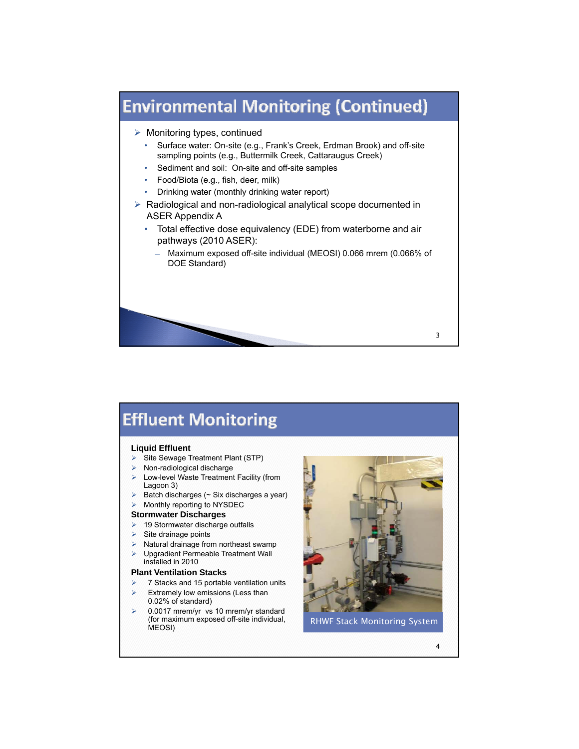## Environmental Monitoring (Continued)

- Monitoring types, continued
  - Surface water: On-site (e.g., Frank's Creek, Erdman Brook) and off-site sampling points (e.g., Buttermilk Creek, Cattaraugus Creek)
  - Sediment and soil: On-site and off-site samples
  - Food/Biota (e.g., fish, deer, milk)
  - Drinking water (monthly drinking water report)
- Radiological and non-radiological analytical scope documented in ASER Appendix A
  - Total effective dose equivalency (EDE) from waterborne and air pathways (2010 ASER):
    - Maximum exposed off-site individual (MEOSI) 0.066 mrem (0.066% of DOE Standard)

## Effluent Monitoring

**Liquid Effluent**

- Site Sewage Treatment Plant (STP)
- Non-radiological discharge
- Low-level Waste Treatment Facility (from Lagoon 3)
- Batch discharges (~ Six discharges a year)
- Monthly reporting to NYSDEC

**Stormwater Discharges**

- 19 Stormwater discharge outfalls
- Site drainage points
- Natural drainage from northeast swamp
- Upgradient Permeable Treatment Wall installed in 2010

**Plant Ventilation Stacks**

- 7 Stacks and 15 portable ventilation units
- Extremely low emissions (Less than 0.02% of standard)
- 0.0017 mrem/yr vs 10 mrem/yr standard (for maximum exposed off-site individual, MEOSI)

RHWF Stack Monitoring System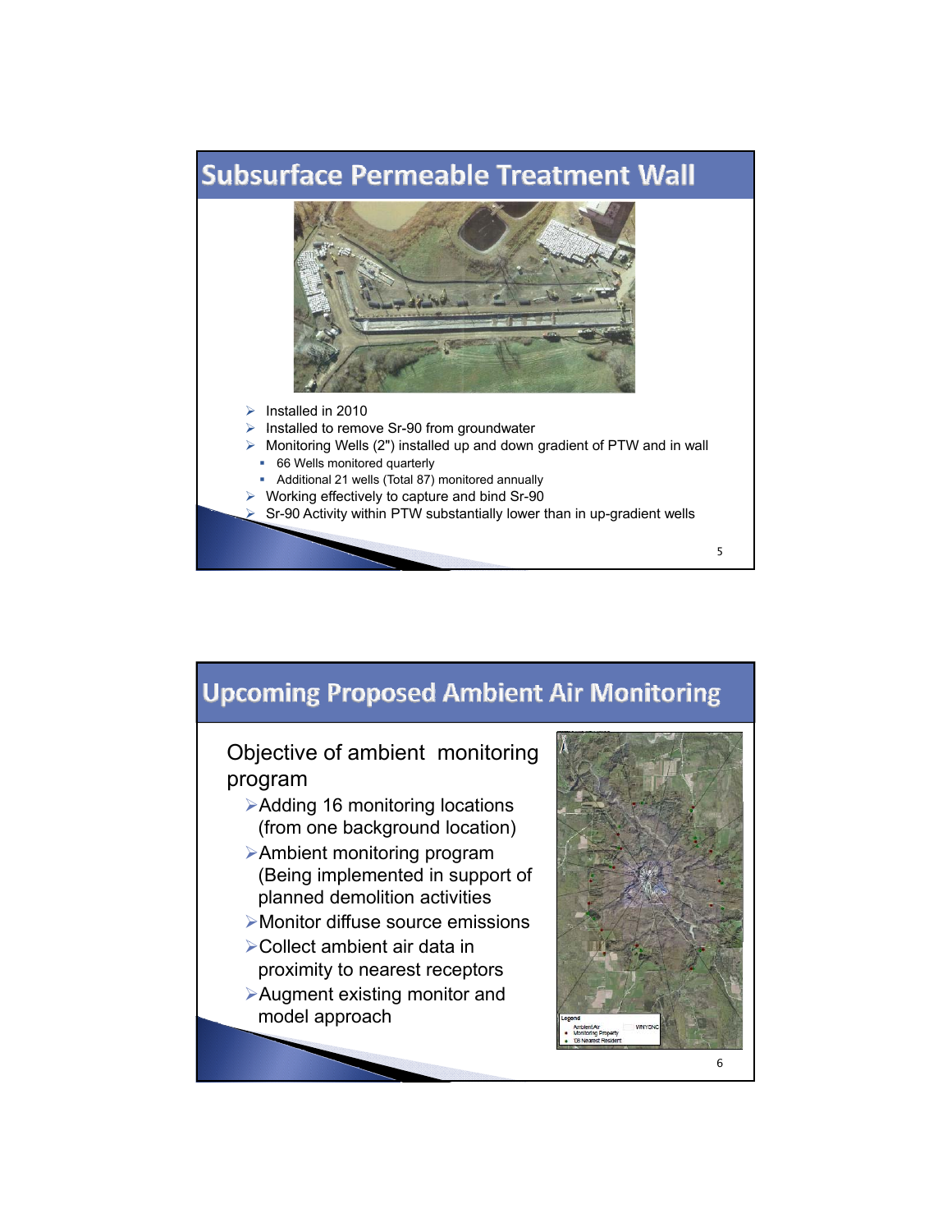## Subsurface Permeable Treatment Wall

- Installed in 2010
- Installed to remove Sr-90 from groundwater
- Monitoring Wells (2") installed up and down gradient of PTW and in wall
  - 66 Wells monitored quarterly
  - Additional 21 wells (Total 87) monitored annually
- Working effectively to capture and bind Sr-90
- Sr-90 Activity within PTW substantially lower than in up-gradient wells

## Upcoming Proposed Ambient Air Monitoring

Objective of ambient monitoring program

- Adding 16 monitoring locations (from one background location)
- Ambient monitoring program (Being implemented in support of planned demolition activities
- Monitor diffuse source emissions
- Collect ambient air data in proximity to nearest receptors
- Augment existing monitor and model approach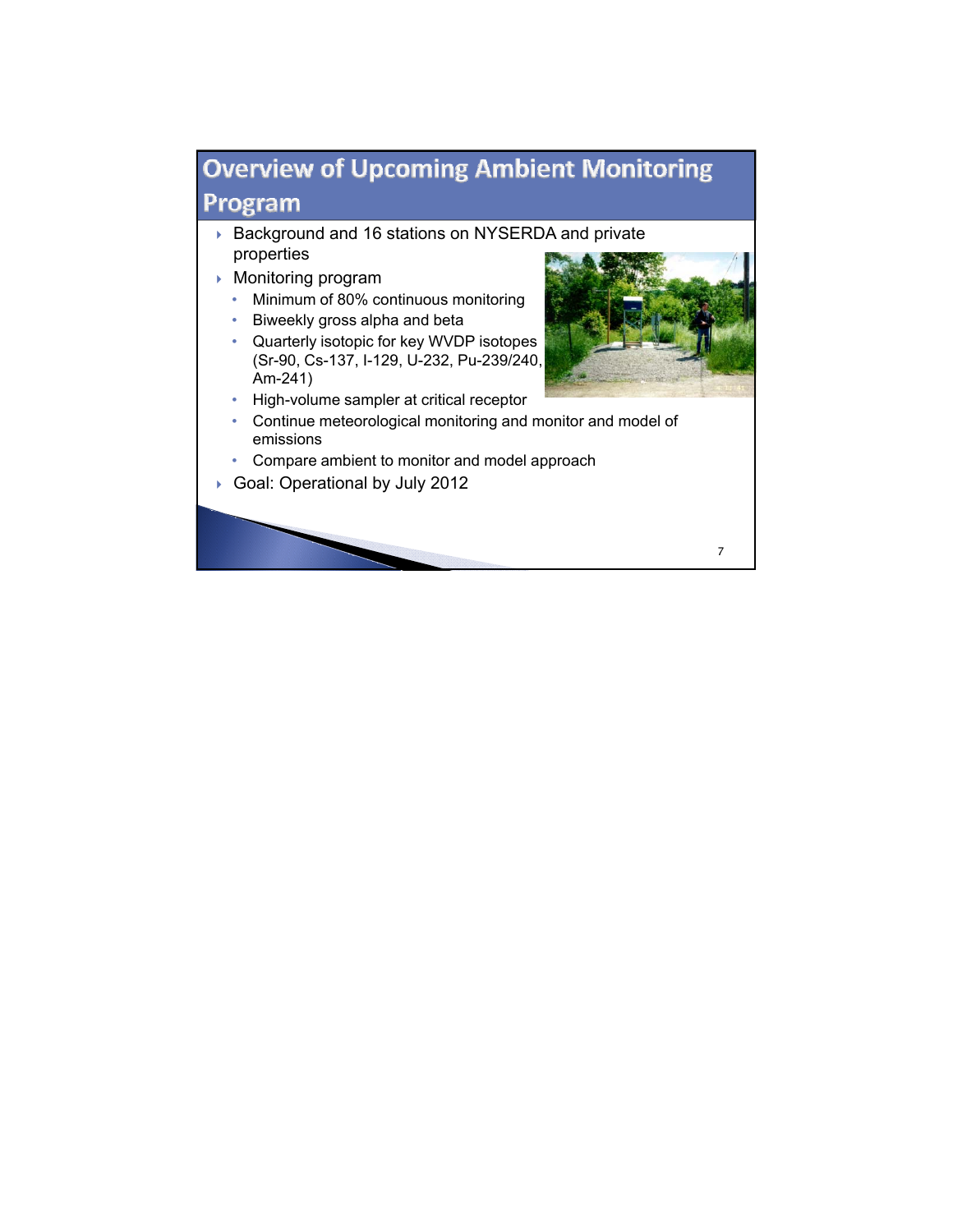# Overview of Upcoming Ambient Monitoring Program

- Background and 16 stations on NYSERDA and private properties
- Monitoring program
  - Minimum of 80% continuous monitoring
  - Biweekly gross alpha and beta
  - Quarterly isotopic for key WVDP isotopes (Sr-90, Cs-137, I-129, U-232, Pu-239/240, Am-241)
  - High-volume sampler at critical receptor
  - Continue meteorological monitoring and monitor and model of emissions
  - Compare ambient to monitor and model approach
- Goal: Operational by July 2012